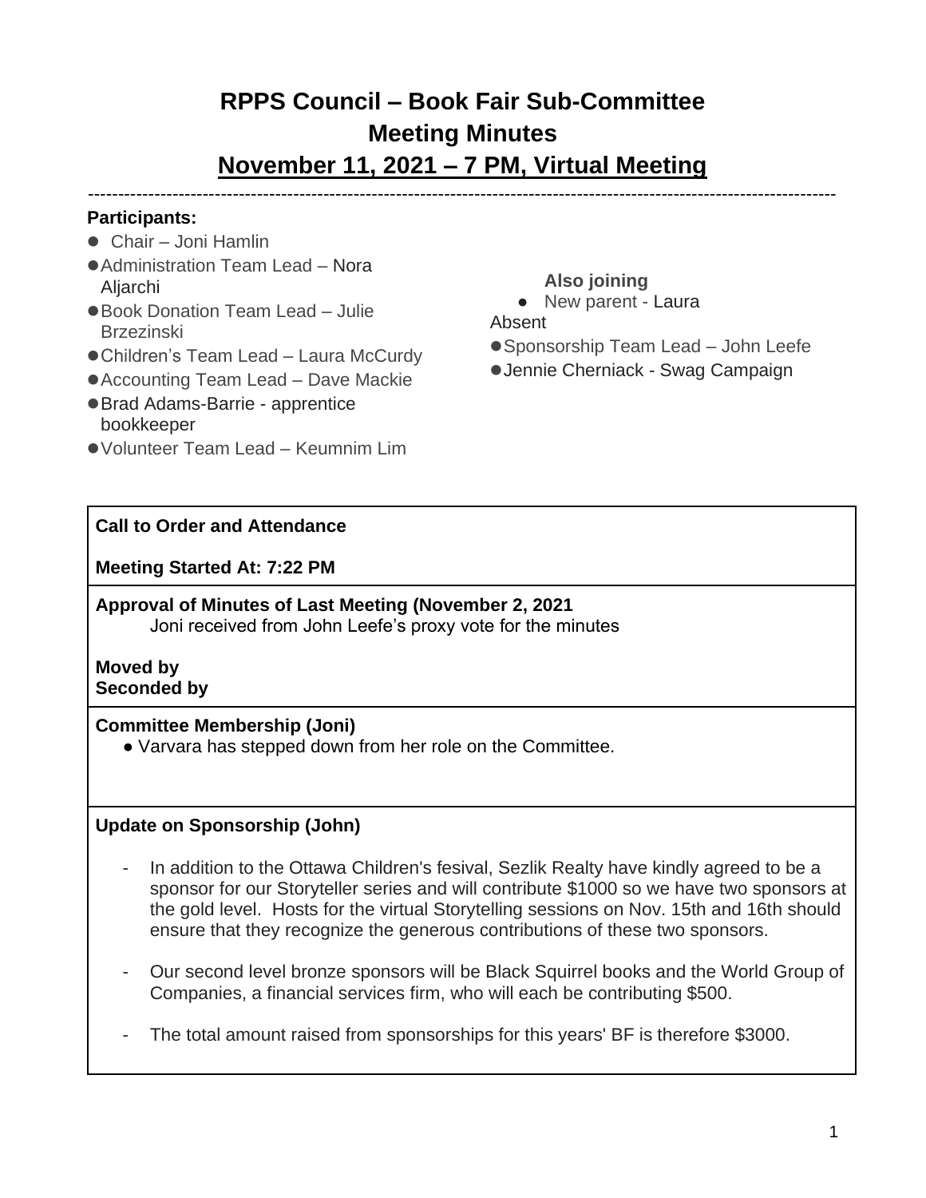# RPPS Council – Book Fair Sub-Committee
# Meeting Minutes
# November 11, 2021 – 7 PM, Virtual Meeting

---

**Participants:**

- Chair – Joni Hamlin
- Administration Team Lead – Nora Aljarchi
- Book Donation Team Lead – Julie Brzezinski
- Children's Team Lead – Laura McCurdy
- Accounting Team Lead – Dave Mackie
- Brad Adams-Barrie - apprentice bookkeeper
- Volunteer Team Lead – Keumnim Lim

**Also joining**

- New parent - Laura

Absent

- Sponsorship Team Lead – John Leefe
- Jennie Cherniack - Swag Campaign

**Call to Order and Attendance**

**Meeting Started At: 7:22 PM**

**Approval of Minutes of Last Meeting (November 2, 2021**

Joni received from John Leefe's proxy vote for the minutes

**Moved by**
**Seconded by**

**Committee Membership (Joni)**

- Varvara has stepped down from her role on the Committee.

**Update on Sponsorship (John)**

- In addition to the Ottawa Children's fesival, Sezlik Realty have kindly agreed to be a sponsor for our Storyteller series and will contribute $1000 so we have two sponsors at the gold level. Hosts for the virtual Storytelling sessions on Nov. 15th and 16th should ensure that they recognize the generous contributions of these two sponsors.
- Our second level bronze sponsors will be Black Squirrel books and the World Group of Companies, a financial services firm, who will each be contributing $500.
- The total amount raised from sponsorships for this years' BF is therefore $3000.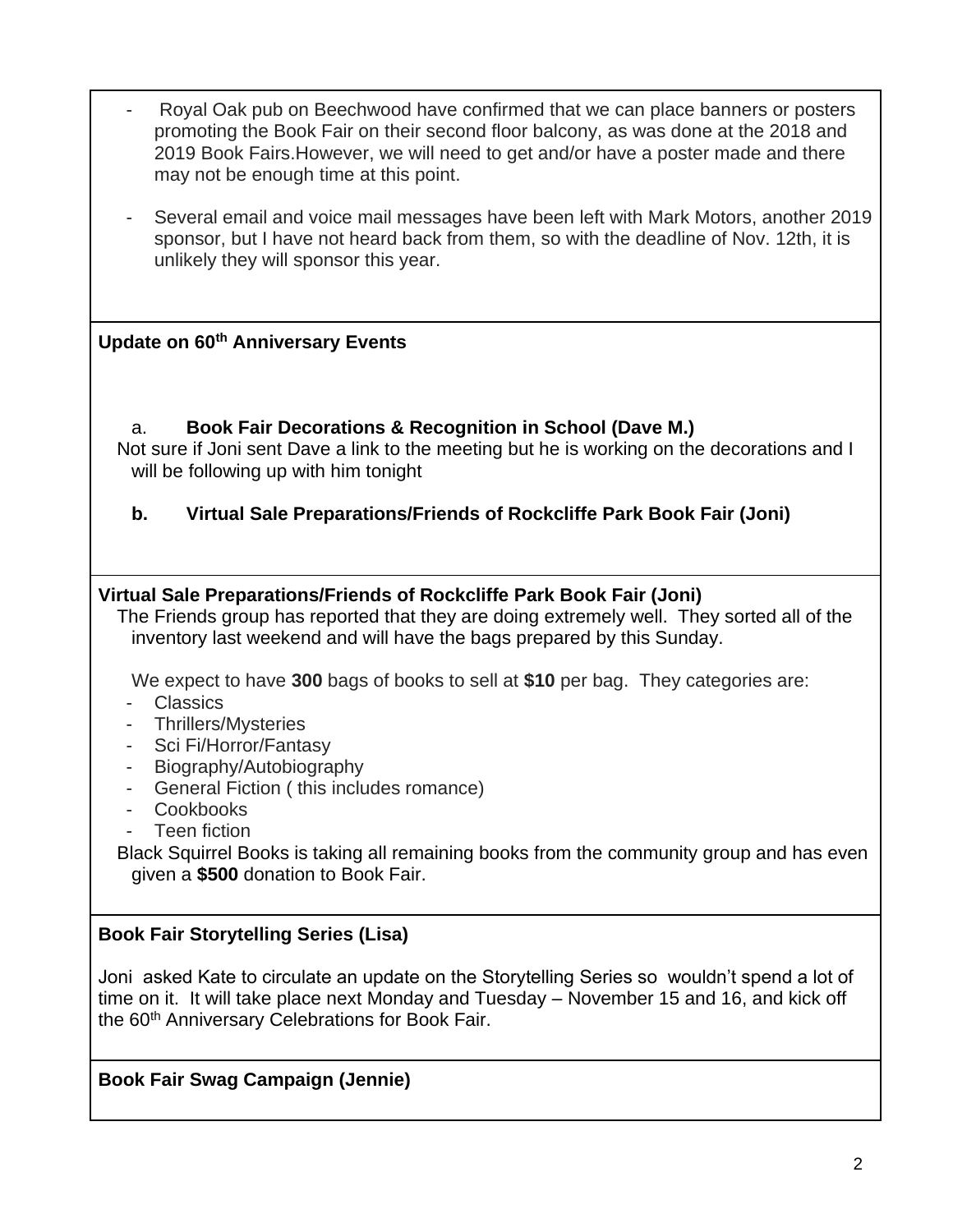- Royal Oak pub on Beechwood have confirmed that we can place banners or posters promoting the Book Fair on their second floor balcony, as was done at the 2018 and 2019 Book Fairs.However, we will need to get and/or have a poster made and there may not be enough time at this point.

- Several email and voice mail messages have been left with Mark Motors, another 2019 sponsor, but I have not heard back from them, so with the deadline of Nov. 12th, it is unlikely they will sponsor this year.

**Update on 60th Anniversary Events**

a. **Book Fair Decorations & Recognition in School (Dave M.)**

Not sure if Joni sent Dave a link to the meeting but he is working on the decorations and I will be following up with him tonight

b. **Virtual Sale Preparations/Friends of Rockcliffe Park Book Fair (Joni)**

**Virtual Sale Preparations/Friends of Rockcliffe Park Book Fair (Joni)**

The Friends group has reported that they are doing extremely well. They sorted all of the inventory last weekend and will have the bags prepared by this Sunday.

We expect to have **300** bags of books to sell at **$10** per bag. They categories are:

- Classics
- Thrillers/Mysteries
- Sci Fi/Horror/Fantasy
- Biography/Autobiography
- General Fiction ( this includes romance)
- Cookbooks
- Teen fiction

Black Squirrel Books is taking all remaining books from the community group and has even given a **$500** donation to Book Fair.

**Book Fair Storytelling Series (Lisa)**

Joni asked Kate to circulate an update on the Storytelling Series so wouldn't spend a lot of time on it. It will take place next Monday and Tuesday – November 15 and 16, and kick off the 60th Anniversary Celebrations for Book Fair.

**Book Fair Swag Campaign (Jennie)**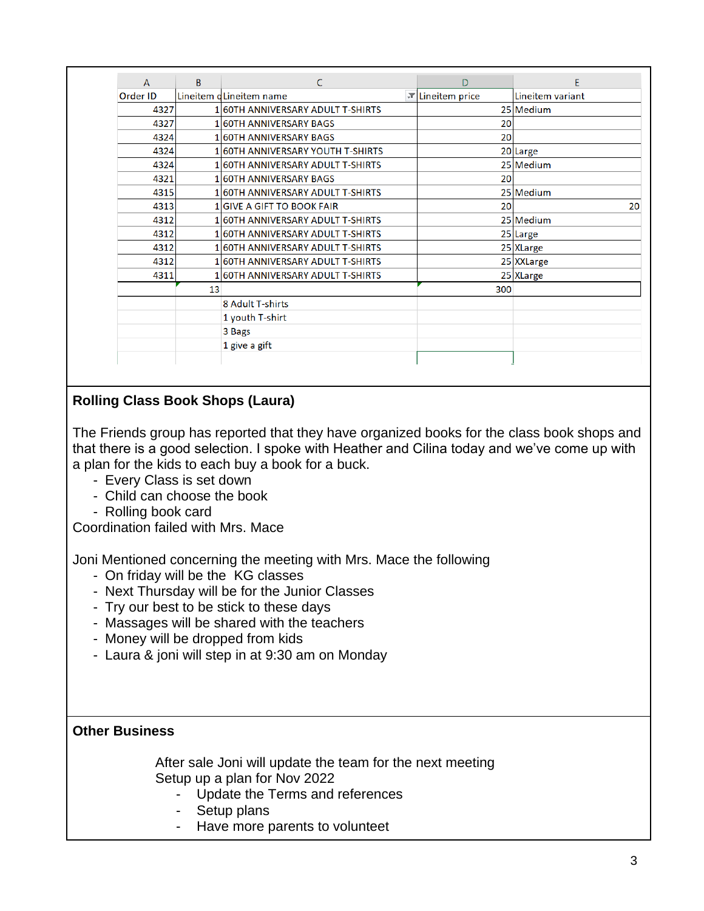| A | B | C | D | E |
|---|---|---|---|---|
| Order ID | Lineitem q | Lineitem name | Lineitem price | Lineitem variant |
| 4327 | 1 | 60TH ANNIVERSARY ADULT T-SHIRTS | 25 | Medium |
| 4327 | 1 | 60TH ANNIVERSARY BAGS | 20 | |
| 4324 | 1 | 60TH ANNIVERSARY BAGS | 20 | |
| 4324 | 1 | 60TH ANNIVERSARY YOUTH T-SHIRTS | 20 | Large |
| 4324 | 1 | 60TH ANNIVERSARY ADULT T-SHIRTS | 25 | Medium |
| 4321 | 1 | 60TH ANNIVERSARY BAGS | 20 | |
| 4315 | 1 | 60TH ANNIVERSARY ADULT T-SHIRTS | 25 | Medium |
| 4313 | 1 | GIVE A GIFT TO BOOK FAIR | 20 | 20 |
| 4312 | 1 | 60TH ANNIVERSARY ADULT T-SHIRTS | 25 | Medium |
| 4312 | 1 | 60TH ANNIVERSARY ADULT T-SHIRTS | 25 | Large |
| 4312 | 1 | 60TH ANNIVERSARY ADULT T-SHIRTS | 25 | XLarge |
| 4312 | 1 | 60TH ANNIVERSARY ADULT T-SHIRTS | 25 | XXLarge |
| 4311 | 1 | 60TH ANNIVERSARY ADULT T-SHIRTS | 25 | XLarge |
| | 13 | | 300 | |
| | | 8 Adult T-shirts | | |
| | | 1 youth T-shirt | | |
| | | 3 Bags | | |
| | | 1 give a gift | | |

**Rolling Class Book Shops (Laura)**

The Friends group has reported that they have organized books for the class book shops and that there is a good selection. I spoke with Heather and Cilina today and we've come up with a plan for the kids to each buy a book for a buck.

- Every Class is set down
- Child can choose the book
- Rolling book card

Coordination failed with Mrs. Mace

Joni Mentioned concerning the meeting with Mrs. Mace the following

- On friday will be the KG classes
- Next Thursday will be for the Junior Classes
- Try our best to be stick to these days
- Massages will be shared with the teachers
- Money will be dropped from kids
- Laura & joni will step in at 9:30 am on Monday

**Other Business**

After sale Joni will update the team for the next meeting
Setup up a plan for Nov 2022

- Update the Terms and references
- Setup plans
- Have more parents to volunteet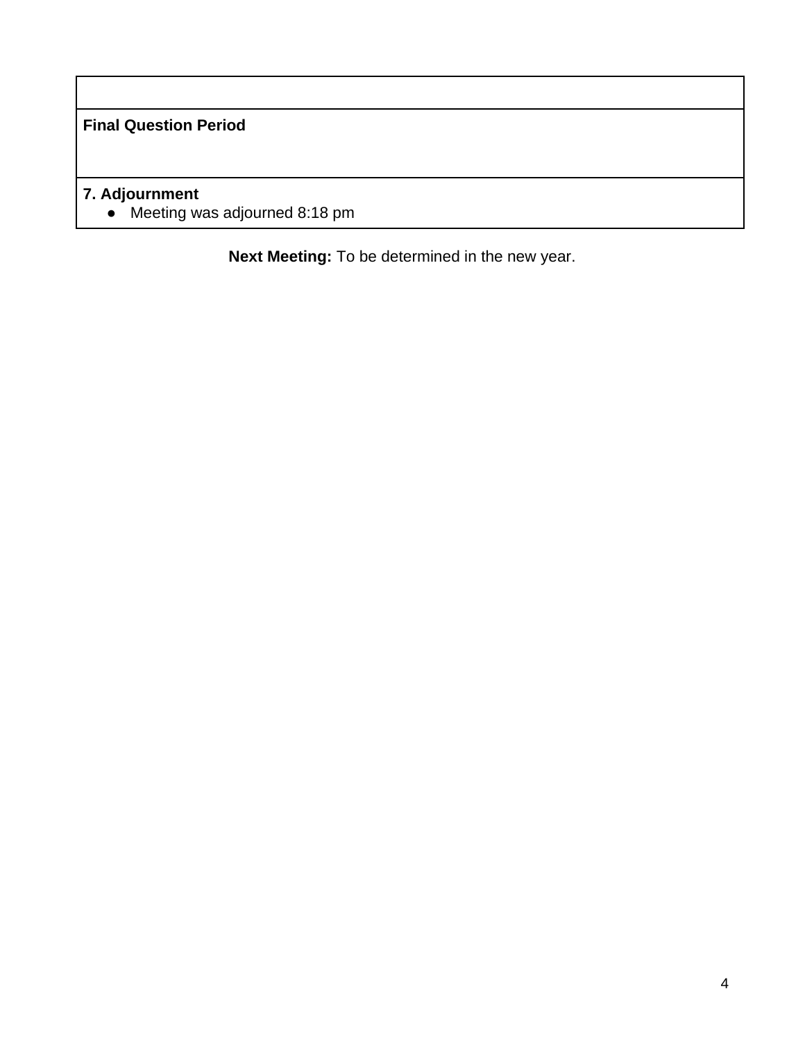**Final Question Period**

**7. Adjournment**

- Meeting was adjourned 8:18 pm

**Next Meeting:** To be determined in the new year.